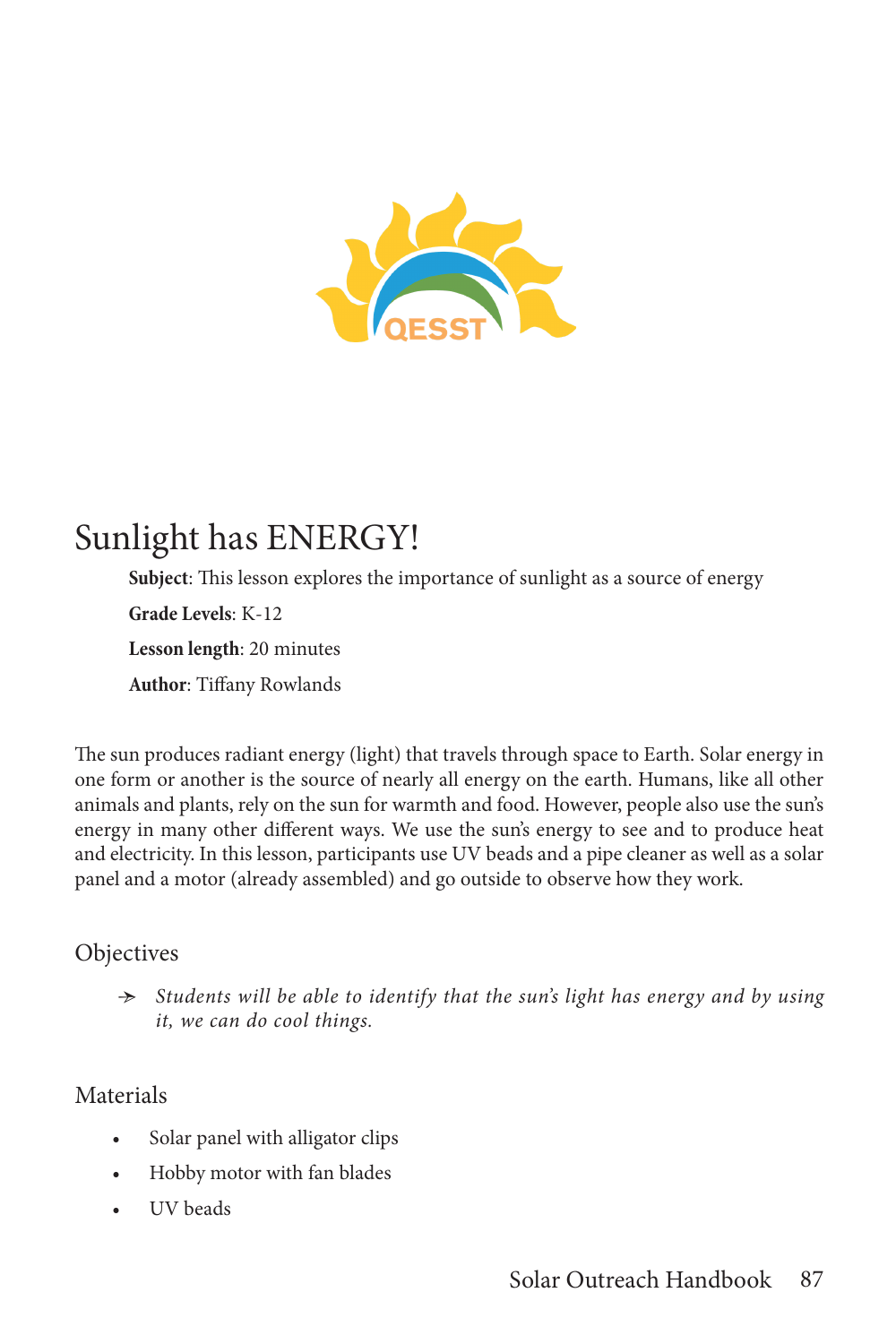# Sunlight has ENERGY!

**Subject**: This lesson explores the importance of sunlight as a source of energy

**Grade Levels**: K-12

**Lesson length**: 20 minutes

**Author**: Tiffany Rowlands

The sun produces radiant energy (light) that travels through space to Earth. Solar energy in one form or another is the source of nearly all energy on the earth. Humans, like all other animals and plants, rely on the sun for warmth and food. However, people also use the sun's energy in many other different ways. We use the sun's energy to see and to produce heat and electricity. In this lesson, participants use UV beads and a pipe cleaner as well as a solar panel and a motor (already assembled) and go outside to observe how they work.

## Objectives

- *Students will be able to identify that the sun's light has energy and by using it, we can do cool things.*

## Materials

- Solar panel with alligator clips
- Hobby motor with fan blades
- UV beads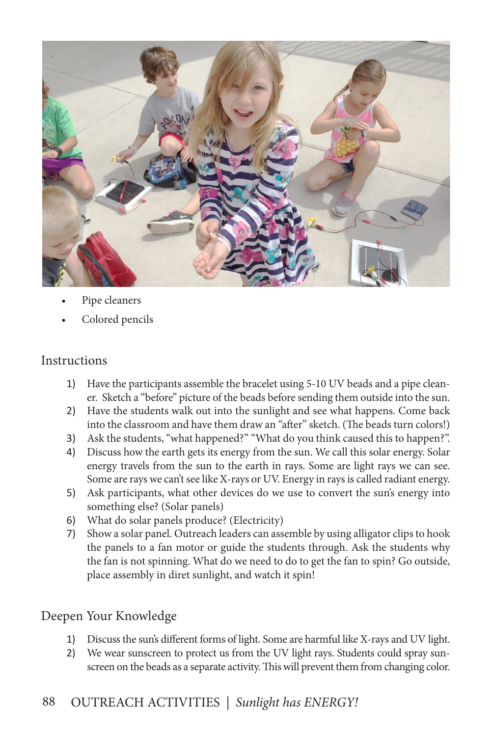- Pipe cleaners
- Colored pencils

## Instructions

1) Have the participants assemble the bracelet using 5-10 UV beads and a pipe cleaner. Sketch a "before" picture of the beads before sending them outside into the sun.
2) Have the students walk out into the sunlight and see what happens. Come back into the classroom and have them draw an "after" sketch. (The beads turn colors!)
3) Ask the students, "what happened?" "What do you think caused this to happen?".
4) Discuss how the earth gets its energy from the sun. We call this solar energy. Solar energy travels from the sun to the earth in rays. Some are light rays we can see. Some are rays we can't see like X-rays or UV. Energy in rays is called radiant energy.
5) Ask participants, what other devices do we use to convert the sun's energy into something else? (Solar panels)
6) What do solar panels produce? (Electricity)
7) Show a solar panel. Outreach leaders can assemble by using alligator clips to hook the panels to a fan motor or guide the students through. Ask the students why the fan is not spinning. What do we need to do to get the fan to spin? Go outside, place assembly in diret sunlight, and watch it spin!

## Deepen Your Knowledge

1) Discuss the sun's different forms of light. Some are harmful like X-rays and UV light.
2) We wear sunscreen to protect us from the UV light rays. Students could spray sunscreen on the beads as a separate activity. This will prevent them from changing color.